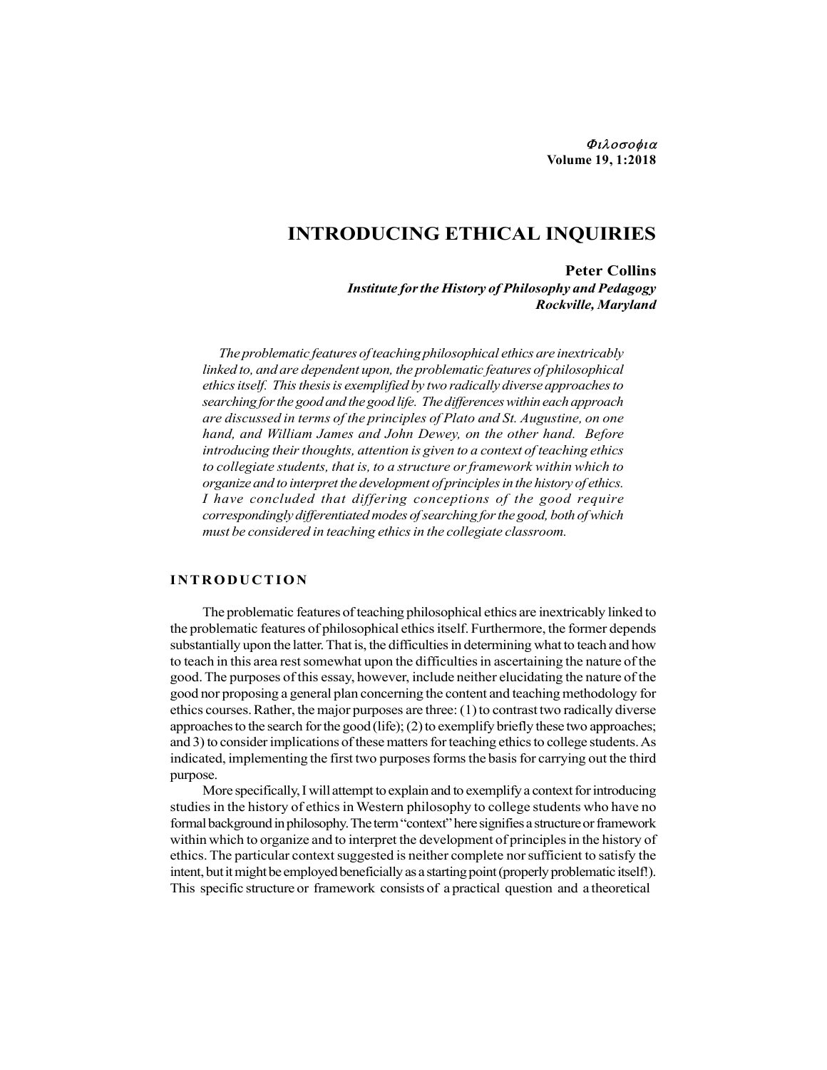# INTRODUCING ETHICAL INQUIRIES

**Peter Collins**
***Institute for the History of Philosophy and Pedagogy***
***Rockville, Maryland***

*The problematic features of teaching philosophical ethics are inextricably linked to, and are dependent upon, the problematic features of philosophical ethics itself. This thesis is exemplified by two radically diverse approaches to searching for the good and the good life. The differences within each approach are discussed in terms of the principles of Plato and St. Augustine, on one hand, and William James and John Dewey, on the other hand. Before introducing their thoughts, attention is given to a context of teaching ethics to collegiate students, that is, to a structure or framework within which to organize and to interpret the development of principles in the history of ethics. I have concluded that differing conceptions of the good require correspondingly differentiated modes of searching for the good, both of which must be considered in teaching ethics in the collegiate classroom.*

## INTRODUCTION

The problematic features of teaching philosophical ethics are inextricably linked to the problematic features of philosophical ethics itself. Furthermore, the former depends substantially upon the latter. That is, the difficulties in determining what to teach and how to teach in this area rest somewhat upon the difficulties in ascertaining the nature of the good. The purposes of this essay, however, include neither elucidating the nature of the good nor proposing a general plan concerning the content and teaching methodology for ethics courses. Rather, the major purposes are three: (1) to contrast two radically diverse approaches to the search for the good (life); (2) to exemplify briefly these two approaches; and 3) to consider implications of these matters for teaching ethics to college students. As indicated, implementing the first two purposes forms the basis for carrying out the third purpose.

More specifically, I will attempt to explain and to exemplify a context for introducing studies in the history of ethics in Western philosophy to college students who have no formal background in philosophy. The term "context" here signifies a structure or framework within which to organize and to interpret the development of principles in the history of ethics. The particular context suggested is neither complete nor sufficient to satisfy the intent, but it might be employed beneficially as a starting point (properly problematic itself!). This specific structure or framework consists of a practical question and a theoretical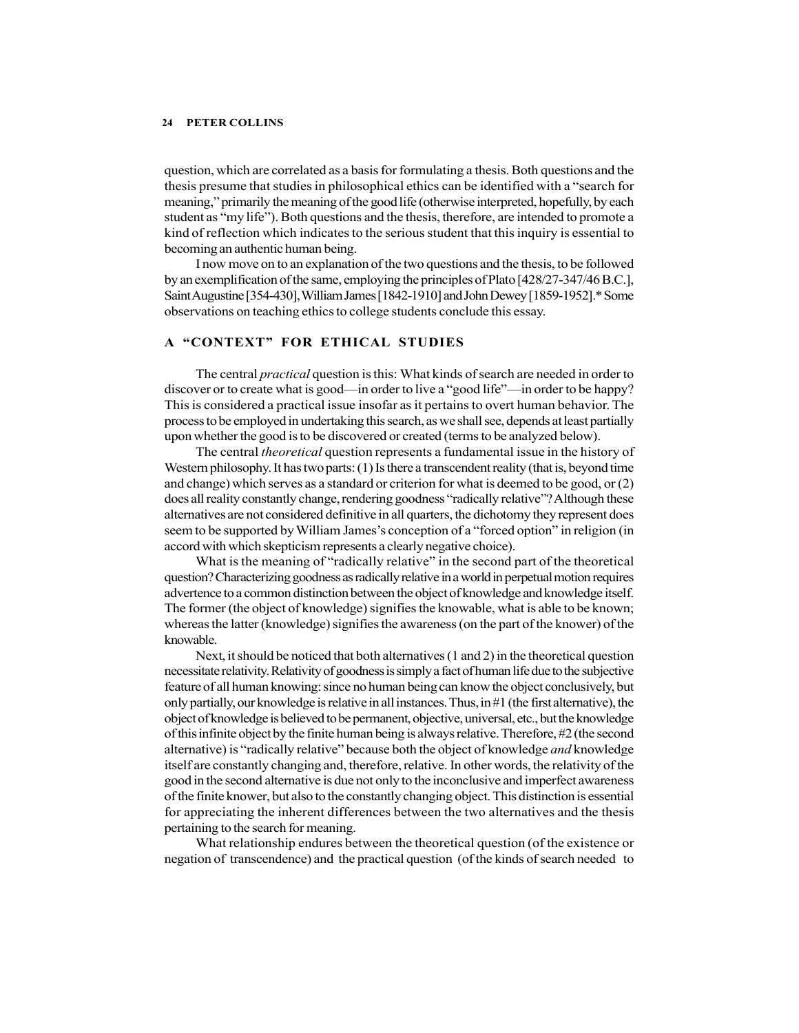question, which are correlated as a basis for formulating a thesis. Both questions and the thesis presume that studies in philosophical ethics can be identified with a "search for meaning," primarily the meaning of the good life (otherwise interpreted, hopefully, by each student as "my life"). Both questions and the thesis, therefore, are intended to promote a kind of reflection which indicates to the serious student that this inquiry is essential to becoming an authentic human being.

I now move on to an explanation of the two questions and the thesis, to be followed by an exemplification of the same, employing the principles of Plato [428/27-347/46 B.C.], Saint Augustine [354-430], William James [1842-1910] and John Dewey [1859-1952].* Some observations on teaching ethics to college students conclude this essay.

## A "CONTEXT" FOR ETHICAL STUDIES

The central *practical* question is this: What kinds of search are needed in order to discover or to create what is good—in order to live a "good life"—in order to be happy? This is considered a practical issue insofar as it pertains to overt human behavior. The process to be employed in undertaking this search, as we shall see, depends at least partially upon whether the good is to be discovered or created (terms to be analyzed below).

The central *theoretical* question represents a fundamental issue in the history of Western philosophy. It has two parts: (1) Is there a transcendent reality (that is, beyond time and change) which serves as a standard or criterion for what is deemed to be good, or (2) does all reality constantly change, rendering goodness "radically relative"? Although these alternatives are not considered definitive in all quarters, the dichotomy they represent does seem to be supported by William James's conception of a "forced option" in religion (in accord with which skepticism represents a clearly negative choice).

What is the meaning of "radically relative" in the second part of the theoretical question? Characterizing goodness as radically relative in a world in perpetual motion requires advertence to a common distinction between the object of knowledge and knowledge itself. The former (the object of knowledge) signifies the knowable, what is able to be known; whereas the latter (knowledge) signifies the awareness (on the part of the knower) of the knowable.

Next, it should be noticed that both alternatives (1 and 2) in the theoretical question necessitate relativity. Relativity of goodness is simply a fact of human life due to the subjective feature of all human knowing: since no human being can know the object conclusively, but only partially, our knowledge is relative in all instances. Thus, in #1 (the first alternative), the object of knowledge is believed to be permanent, objective, universal, etc., but the knowledge of this infinite object by the finite human being is always relative. Therefore, #2 (the second alternative) is "radically relative" because both the object of knowledge *and* knowledge itself are constantly changing and, therefore, relative. In other words, the relativity of the good in the second alternative is due not only to the inconclusive and imperfect awareness of the finite knower, but also to the constantly changing object. This distinction is essential for appreciating the inherent differences between the two alternatives and the thesis pertaining to the search for meaning.

What relationship endures between the theoretical question (of the existence or negation of transcendence) and the practical question (of the kinds of search needed to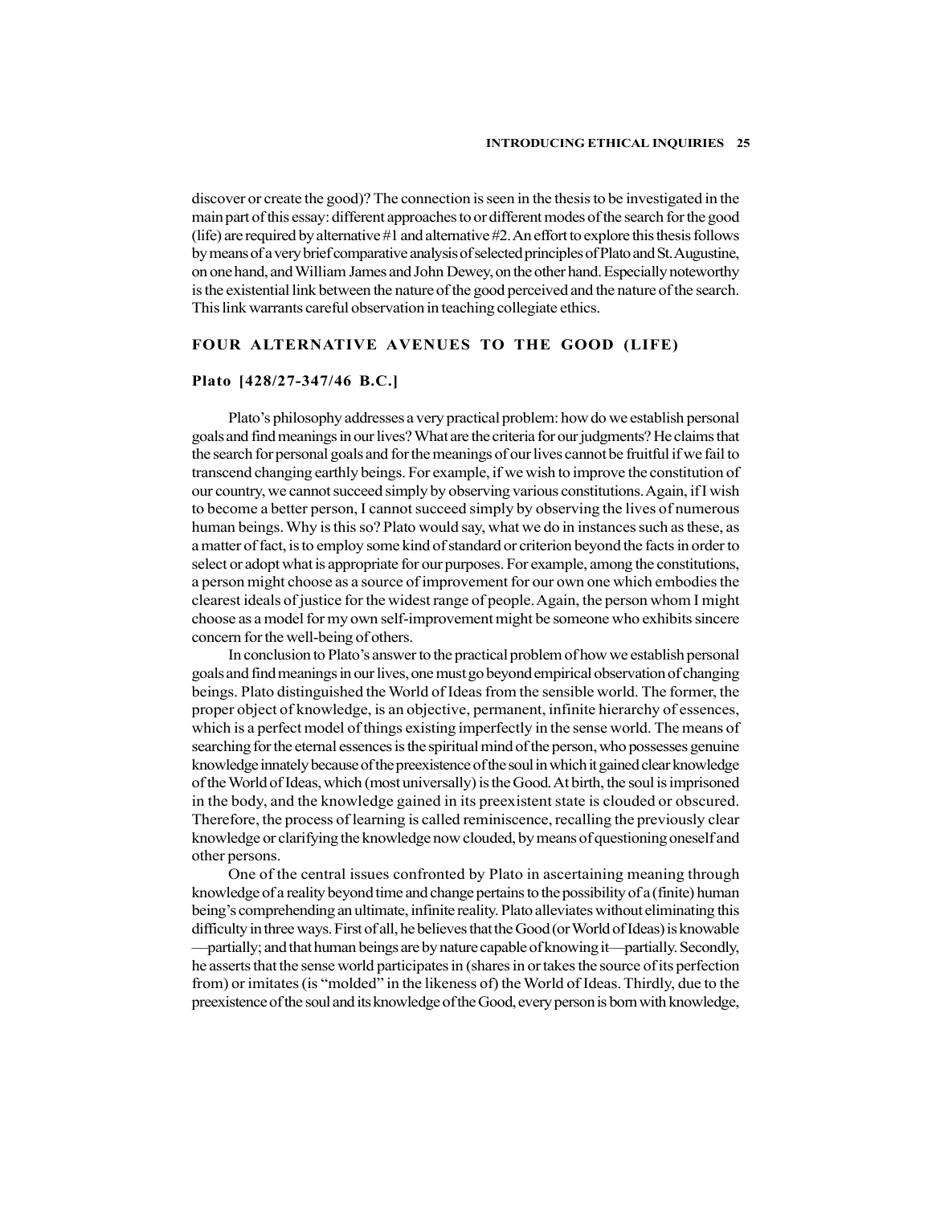discover or create the good)? The connection is seen in the thesis to be investigated in the main part of this essay: different approaches to or different modes of the search for the good (life) are required by alternative #1 and alternative #2. An effort to explore this thesis follows by means of a very brief comparative analysis of selected principles of Plato and St. Augustine, on one hand, and William James and John Dewey, on the other hand. Especially noteworthy is the existential link between the nature of the good perceived and the nature of the search. This link warrants careful observation in teaching collegiate ethics.

## FOUR ALTERNATIVE AVENUES TO THE GOOD (LIFE)

### Plato [428/27-347/46 B.C.]

Plato's philosophy addresses a very practical problem: how do we establish personal goals and find meanings in our lives? What are the criteria for our judgments? He claims that the search for personal goals and for the meanings of our lives cannot be fruitful if we fail to transcend changing earthly beings. For example, if we wish to improve the constitution of our country, we cannot succeed simply by observing various constitutions. Again, if I wish to become a better person, I cannot succeed simply by observing the lives of numerous human beings. Why is this so? Plato would say, what we do in instances such as these, as a matter of fact, is to employ some kind of standard or criterion beyond the facts in order to select or adopt what is appropriate for our purposes. For example, among the constitutions, a person might choose as a source of improvement for our own one which embodies the clearest ideals of justice for the widest range of people. Again, the person whom I might choose as a model for my own self-improvement might be someone who exhibits sincere concern for the well-being of others.

In conclusion to Plato's answer to the practical problem of how we establish personal goals and find meanings in our lives, one must go beyond empirical observation of changing beings. Plato distinguished the World of Ideas from the sensible world. The former, the proper object of knowledge, is an objective, permanent, infinite hierarchy of essences, which is a perfect model of things existing imperfectly in the sense world. The means of searching for the eternal essences is the spiritual mind of the person, who possesses genuine knowledge innately because of the preexistence of the soul in which it gained clear knowledge of the World of Ideas, which (most universally) is the Good. At birth, the soul is imprisoned in the body, and the knowledge gained in its preexistent state is clouded or obscured. Therefore, the process of learning is called reminiscence, recalling the previously clear knowledge or clarifying the knowledge now clouded, by means of questioning oneself and other persons.

One of the central issues confronted by Plato in ascertaining meaning through knowledge of a reality beyond time and change pertains to the possibility of a (finite) human being's comprehending an ultimate, infinite reality. Plato alleviates without eliminating this difficulty in three ways. First of all, he believes that the Good (or World of Ideas) is knowable —partially; and that human beings are by nature capable of knowing it—partially. Secondly, he asserts that the sense world participates in (shares in or takes the source of its perfection from) or imitates (is "molded" in the likeness of) the World of Ideas. Thirdly, due to the preexistence of the soul and its knowledge of the Good, every person is born with knowledge,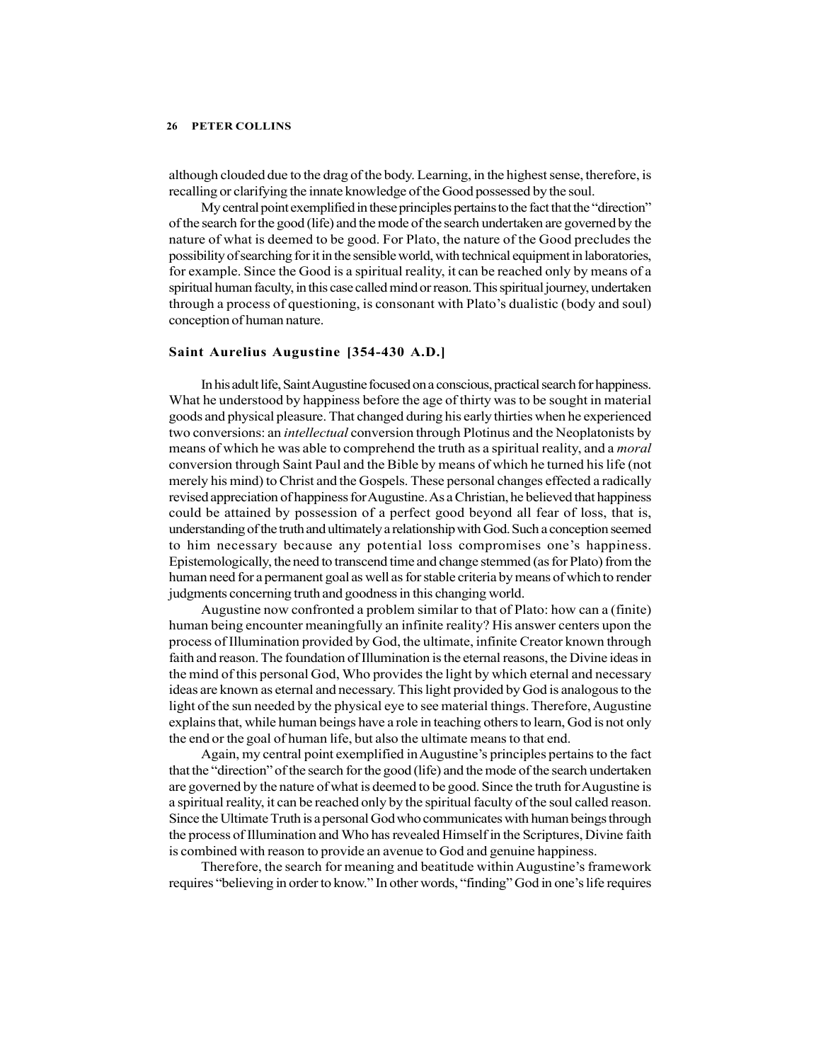although clouded due to the drag of the body. Learning, in the highest sense, therefore, is recalling or clarifying the innate knowledge of the Good possessed by the soul.

My central point exemplified in these principles pertains to the fact that the "direction" of the search for the good (life) and the mode of the search undertaken are governed by the nature of what is deemed to be good. For Plato, the nature of the Good precludes the possibility of searching for it in the sensible world, with technical equipment in laboratories, for example. Since the Good is a spiritual reality, it can be reached only by means of a spiritual human faculty, in this case called mind or reason. This spiritual journey, undertaken through a process of questioning, is consonant with Plato's dualistic (body and soul) conception of human nature.

### Saint Aurelius Augustine [354-430 A.D.]

In his adult life, Saint Augustine focused on a conscious, practical search for happiness. What he understood by happiness before the age of thirty was to be sought in material goods and physical pleasure. That changed during his early thirties when he experienced two conversions: an *intellectual* conversion through Plotinus and the Neoplatonists by means of which he was able to comprehend the truth as a spiritual reality, and a *moral* conversion through Saint Paul and the Bible by means of which he turned his life (not merely his mind) to Christ and the Gospels. These personal changes effected a radically revised appreciation of happiness for Augustine. As a Christian, he believed that happiness could be attained by possession of a perfect good beyond all fear of loss, that is, understanding of the truth and ultimately a relationship with God. Such a conception seemed to him necessary because any potential loss compromises one's happiness. Epistemologically, the need to transcend time and change stemmed (as for Plato) from the human need for a permanent goal as well as for stable criteria by means of which to render judgments concerning truth and goodness in this changing world.

Augustine now confronted a problem similar to that of Plato: how can a (finite) human being encounter meaningfully an infinite reality? His answer centers upon the process of Illumination provided by God, the ultimate, infinite Creator known through faith and reason. The foundation of Illumination is the eternal reasons, the Divine ideas in the mind of this personal God, Who provides the light by which eternal and necessary ideas are known as eternal and necessary. This light provided by God is analogous to the light of the sun needed by the physical eye to see material things. Therefore, Augustine explains that, while human beings have a role in teaching others to learn, God is not only the end or the goal of human life, but also the ultimate means to that end.

Again, my central point exemplified in Augustine's principles pertains to the fact that the "direction" of the search for the good (life) and the mode of the search undertaken are governed by the nature of what is deemed to be good. Since the truth for Augustine is a spiritual reality, it can be reached only by the spiritual faculty of the soul called reason. Since the Ultimate Truth is a personal God who communicates with human beings through the process of Illumination and Who has revealed Himself in the Scriptures, Divine faith is combined with reason to provide an avenue to God and genuine happiness.

Therefore, the search for meaning and beatitude within Augustine's framework requires "believing in order to know." In other words, "finding" God in one's life requires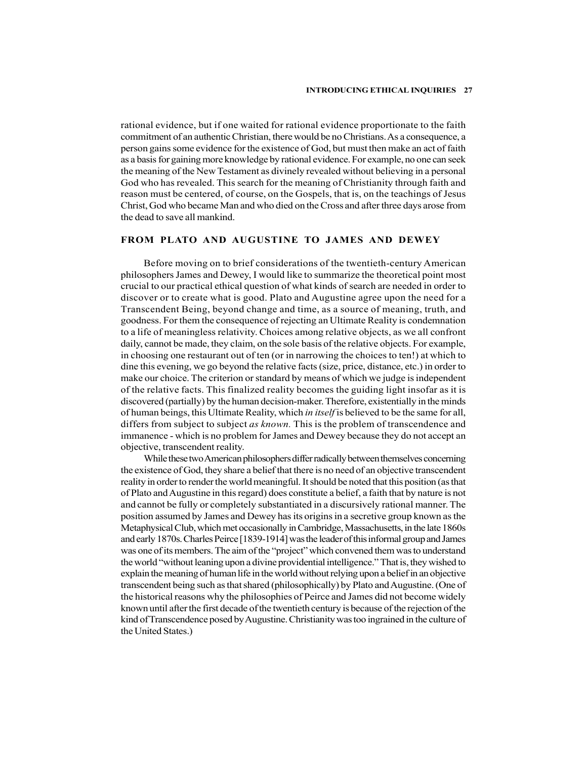rational evidence, but if one waited for rational evidence proportionate to the faith commitment of an authentic Christian, there would be no Christians. As a consequence, a person gains some evidence for the existence of God, but must then make an act of faith as a basis for gaining more knowledge by rational evidence. For example, no one can seek the meaning of the New Testament as divinely revealed without believing in a personal God who has revealed. This search for the meaning of Christianity through faith and reason must be centered, of course, on the Gospels, that is, on the teachings of Jesus Christ, God who became Man and who died on the Cross and after three days arose from the dead to save all mankind.

## FROM PLATO AND AUGUSTINE TO JAMES AND DEWEY

Before moving on to brief considerations of the twentieth-century American philosophers James and Dewey, I would like to summarize the theoretical point most crucial to our practical ethical question of what kinds of search are needed in order to discover or to create what is good. Plato and Augustine agree upon the need for a Transcendent Being, beyond change and time, as a source of meaning, truth, and goodness. For them the consequence of rejecting an Ultimate Reality is condemnation to a life of meaningless relativity. Choices among relative objects, as we all confront daily, cannot be made, they claim, on the sole basis of the relative objects. For example, in choosing one restaurant out of ten (or in narrowing the choices to ten!) at which to dine this evening, we go beyond the relative facts (size, price, distance, etc.) in order to make our choice. The criterion or standard by means of which we judge is independent of the relative facts. This finalized reality becomes the guiding light insofar as it is discovered (partially) by the human decision-maker. Therefore, existentially in the minds of human beings, this Ultimate Reality, which *in itself* is believed to be the same for all, differs from subject to subject *as known.* This is the problem of transcendence and immanence - which is no problem for James and Dewey because they do not accept an objective, transcendent reality.

While these two American philosophers differ radically between themselves concerning the existence of God, they share a belief that there is no need of an objective transcendent reality in order to render the world meaningful. It should be noted that this position (as that of Plato and Augustine in this regard) does constitute a belief, a faith that by nature is not and cannot be fully or completely substantiated in a discursively rational manner. The position assumed by James and Dewey has its origins in a secretive group known as the Metaphysical Club, which met occasionally in Cambridge, Massachusetts, in the late 1860s and early 1870s. Charles Peirce [1839-1914] was the leader of this informal group and James was one of its members. The aim of the "project" which convened them was to understand the world "without leaning upon a divine providential intelligence." That is, they wished to explain the meaning of human life in the world without relying upon a belief in an objective transcendent being such as that shared (philosophically) by Plato and Augustine. (One of the historical reasons why the philosophies of Peirce and James did not become widely known until after the first decade of the twentieth century is because of the rejection of the kind of Transcendence posed by Augustine. Christianity was too ingrained in the culture of the United States.)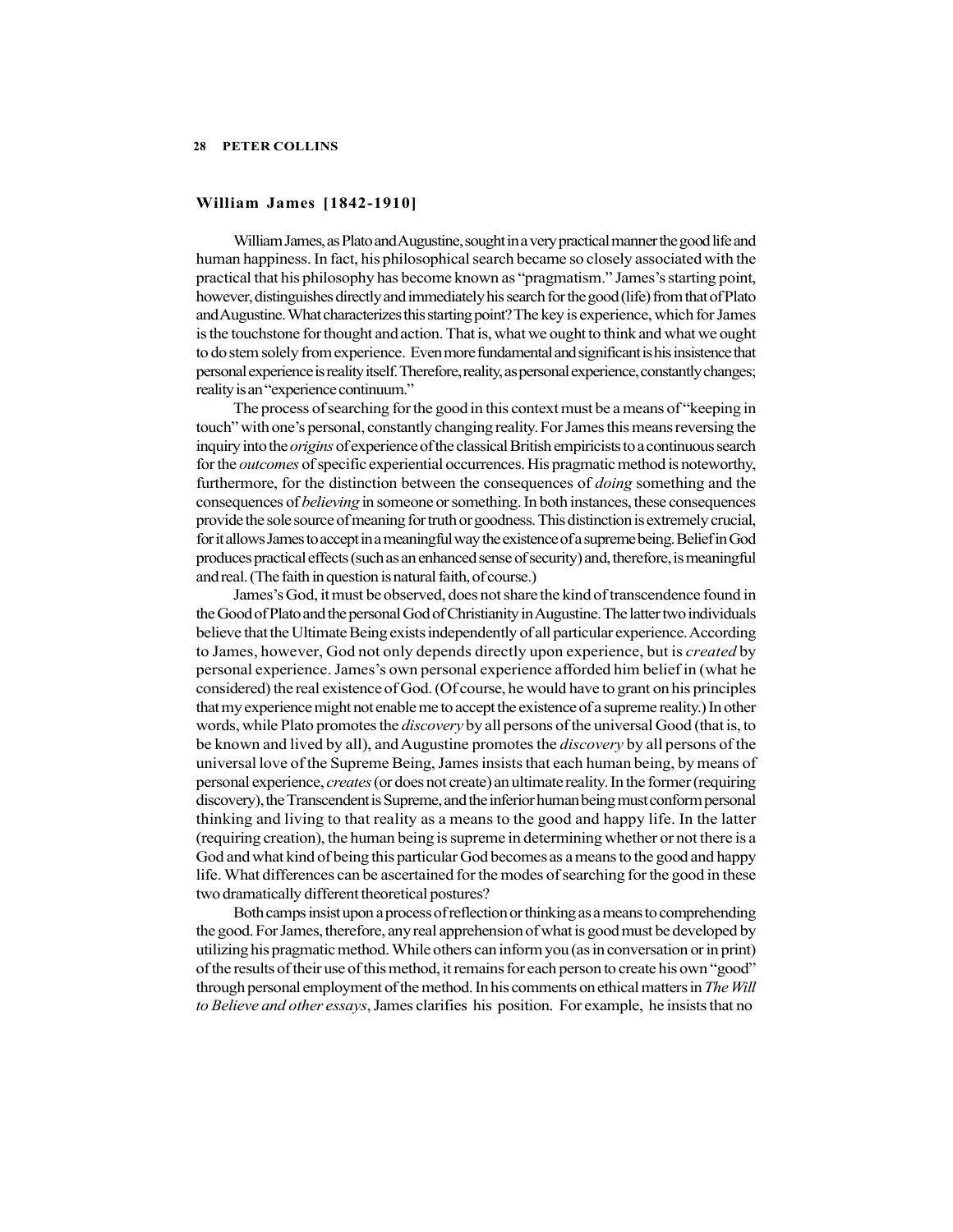## William James [1842-1910]

William James, as Plato and Augustine, sought in a very practical manner the good life and human happiness. In fact, his philosophical search became so closely associated with the practical that his philosophy has become known as "pragmatism." James's starting point, however, distinguishes directly and immediately his search for the good (life) from that of Plato and Augustine. What characterizes this starting point? The key is experience, which for James is the touchstone for thought and action. That is, what we ought to think and what we ought to do stem solely from experience. Even more fundamental and significant is his insistence that personal experience is reality itself. Therefore, reality, as personal experience, constantly changes; reality is an "experience continuum."

The process of searching for the good in this context must be a means of "keeping in touch" with one's personal, constantly changing reality. For James this means reversing the inquiry into the *origins* of experience of the classical British empiricists to a continuous search for the *outcomes* of specific experiential occurrences. His pragmatic method is noteworthy, furthermore, for the distinction between the consequences of *doing* something and the consequences of *believing* in someone or something. In both instances, these consequences provide the sole source of meaning for truth or goodness. This distinction is extremely crucial, for it allows James to accept in a meaningful way the existence of a supreme being. Belief in God produces practical effects (such as an enhanced sense of security) and, therefore, is meaningful and real. (The faith in question is natural faith, of course.)

James's God, it must be observed, does not share the kind of transcendence found in the Good of Plato and the personal God of Christianity in Augustine. The latter two individuals believe that the Ultimate Being exists independently of all particular experience. According to James, however, God not only depends directly upon experience, but is *created* by personal experience. James's own personal experience afforded him belief in (what he considered) the real existence of God. (Of course, he would have to grant on his principles that my experience might not enable me to accept the existence of a supreme reality.) In other words, while Plato promotes the *discovery* by all persons of the universal Good (that is, to be known and lived by all), and Augustine promotes the *discovery* by all persons of the universal love of the Supreme Being, James insists that each human being, by means of personal experience, *creates* (or does not create) an ultimate reality. In the former (requiring discovery), the Transcendent is Supreme, and the inferior human being must conform personal thinking and living to that reality as a means to the good and happy life. In the latter (requiring creation), the human being is supreme in determining whether or not there is a God and what kind of being this particular God becomes as a means to the good and happy life. What differences can be ascertained for the modes of searching for the good in these two dramatically different theoretical postures?

Both camps insist upon a process of reflection or thinking as a means to comprehending the good. For James, therefore, any real apprehension of what is good must be developed by utilizing his pragmatic method. While others can inform you (as in conversation or in print) of the results of their use of this method, it remains for each person to create his own "good" through personal employment of the method. In his comments on ethical matters in *The Will to Believe and other essays*, James clarifies his position. For example, he insists that no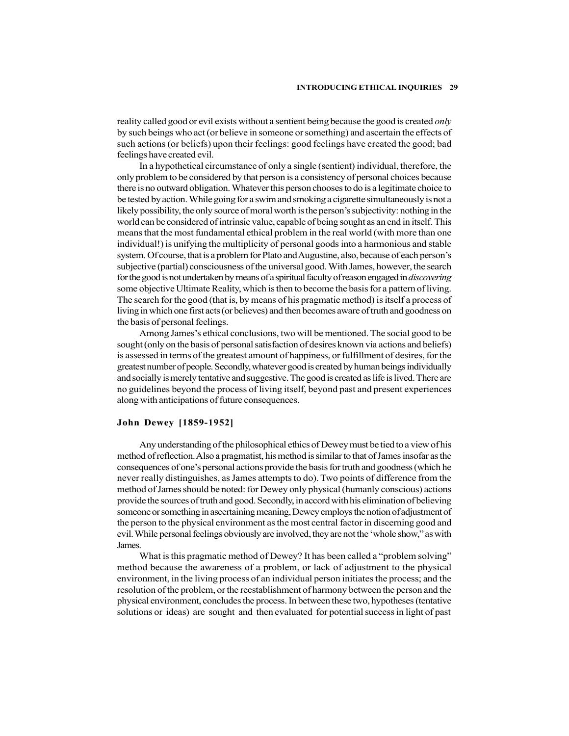reality called good or evil exists without a sentient being because the good is created *only* by such beings who act (or believe in someone or something) and ascertain the effects of such actions (or beliefs) upon their feelings: good feelings have created the good; bad feelings have created evil.

In a hypothetical circumstance of only a single (sentient) individual, therefore, the only problem to be considered by that person is a consistency of personal choices because there is no outward obligation. Whatever this person chooses to do is a legitimate choice to be tested by action. While going for a swim and smoking a cigarette simultaneously is not a likely possibility, the only source of moral worth is the person's subjectivity: nothing in the world can be considered of intrinsic value, capable of being sought as an end in itself. This means that the most fundamental ethical problem in the real world (with more than one individual!) is unifying the multiplicity of personal goods into a harmonious and stable system. Of course, that is a problem for Plato and Augustine, also, because of each person's subjective (partial) consciousness of the universal good. With James, however, the search for the good is not undertaken by means of a spiritual faculty of reason engaged in *discovering* some objective Ultimate Reality, which is then to become the basis for a pattern of living. The search for the good (that is, by means of his pragmatic method) is itself a process of living in which one first acts (or believes) and then becomes aware of truth and goodness on the basis of personal feelings.

Among James's ethical conclusions, two will be mentioned. The social good to be sought (only on the basis of personal satisfaction of desires known via actions and beliefs) is assessed in terms of the greatest amount of happiness, or fulfillment of desires, for the greatest number of people. Secondly, whatever good is created by human beings individually and socially is merely tentative and suggestive. The good is created as life is lived. There are no guidelines beyond the process of living itself, beyond past and present experiences along with anticipations of future consequences.

### John Dewey [1859-1952]

Any understanding of the philosophical ethics of Dewey must be tied to a view of his method of reflection. Also a pragmatist, his method is similar to that of James insofar as the consequences of one's personal actions provide the basis for truth and goodness (which he never really distinguishes, as James attempts to do). Two points of difference from the method of James should be noted: for Dewey only physical (humanly conscious) actions provide the sources of truth and good. Secondly, in accord with his elimination of believing someone or something in ascertaining meaning, Dewey employs the notion of adjustment of the person to the physical environment as the most central factor in discerning good and evil. While personal feelings obviously are involved, they are not the 'whole show," as with James.

What is this pragmatic method of Dewey? It has been called a "problem solving" method because the awareness of a problem, or lack of adjustment to the physical environment, in the living process of an individual person initiates the process; and the resolution of the problem, or the reestablishment of harmony between the person and the physical environment, concludes the process. In between these two, hypotheses (tentative solutions or ideas) are sought and then evaluated for potential success in light of past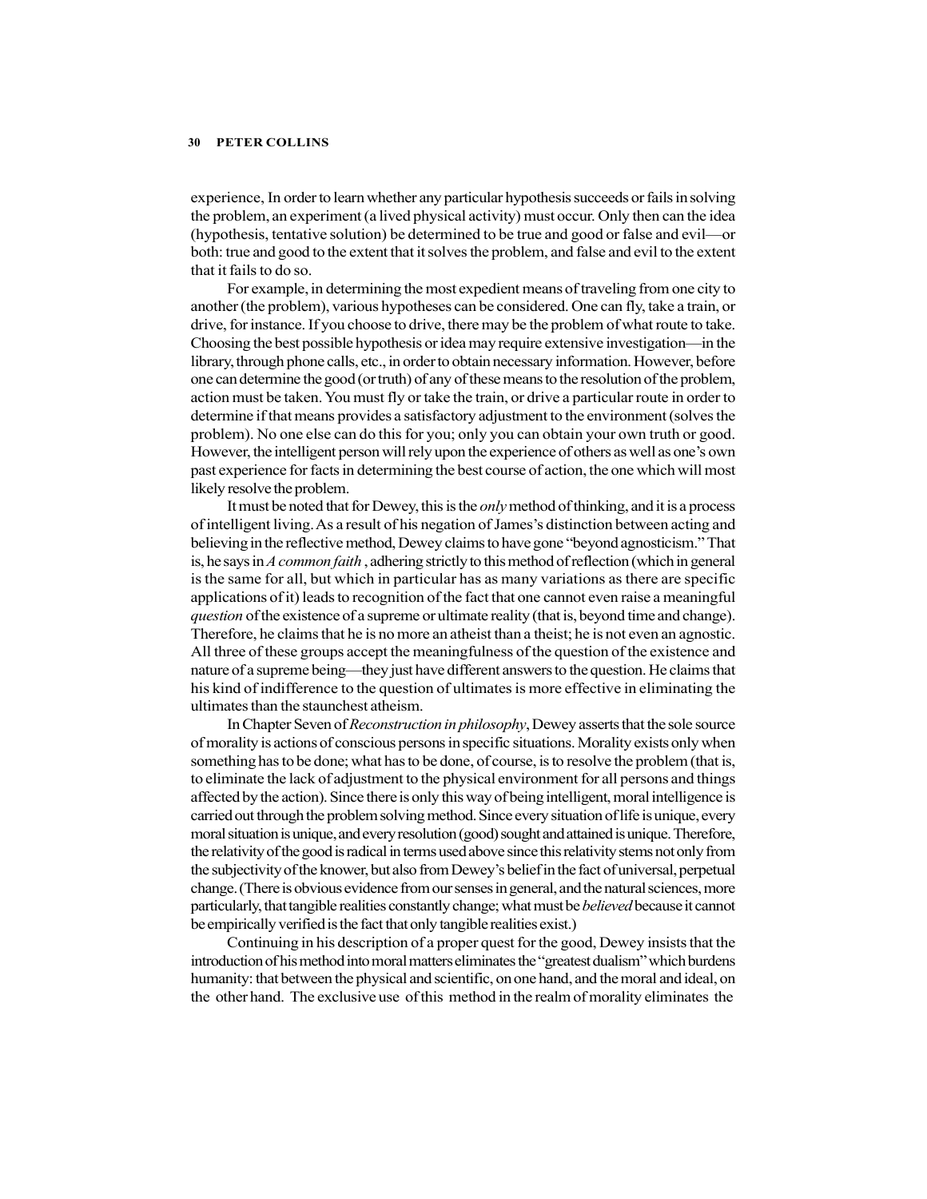experience, In order to learn whether any particular hypothesis succeeds or fails in solving the problem, an experiment (a lived physical activity) must occur. Only then can the idea (hypothesis, tentative solution) be determined to be true and good or false and evil—or both: true and good to the extent that it solves the problem, and false and evil to the extent that it fails to do so.

For example, in determining the most expedient means of traveling from one city to another (the problem), various hypotheses can be considered. One can fly, take a train, or drive, for instance. If you choose to drive, there may be the problem of what route to take. Choosing the best possible hypothesis or idea may require extensive investigation—in the library, through phone calls, etc., in order to obtain necessary information. However, before one can determine the good (or truth) of any of these means to the resolution of the problem, action must be taken. You must fly or take the train, or drive a particular route in order to determine if that means provides a satisfactory adjustment to the environment (solves the problem). No one else can do this for you; only you can obtain your own truth or good. However, the intelligent person will rely upon the experience of others as well as one's own past experience for facts in determining the best course of action, the one which will most likely resolve the problem.

It must be noted that for Dewey, this is the *only* method of thinking, and it is a process of intelligent living. As a result of his negation of James's distinction between acting and believing in the reflective method, Dewey claims to have gone "beyond agnosticism." That is, he says in *A common faith* , adhering strictly to this method of reflection (which in general is the same for all, but which in particular has as many variations as there are specific applications of it) leads to recognition of the fact that one cannot even raise a meaningful *question* of the existence of a supreme or ultimate reality (that is, beyond time and change). Therefore, he claims that he is no more an atheist than a theist; he is not even an agnostic. All three of these groups accept the meaningfulness of the question of the existence and nature of a supreme being—they just have different answers to the question. He claims that his kind of indifference to the question of ultimates is more effective in eliminating the ultimates than the staunchest atheism.

In Chapter Seven of *Reconstruction in philosophy*, Dewey asserts that the sole source of morality is actions of conscious persons in specific situations. Morality exists only when something has to be done; what has to be done, of course, is to resolve the problem (that is, to eliminate the lack of adjustment to the physical environment for all persons and things affected by the action). Since there is only this way of being intelligent, moral intelligence is carried out through the problem solving method. Since every situation of life is unique, every moral situation is unique, and every resolution (good) sought and attained is unique. Therefore, the relativity of the good is radical in terms used above since this relativity stems not only from the subjectivity of the knower, but also from Dewey's belief in the fact of universal, perpetual change. (There is obvious evidence from our senses in general, and the natural sciences, more particularly, that tangible realities constantly change; what must be *believed* because it cannot be empirically verified is the fact that only tangible realities exist.)

Continuing in his description of a proper quest for the good, Dewey insists that the introduction of his method into moral matters eliminates the "greatest dualism" which burdens humanity: that between the physical and scientific, on one hand, and the moral and ideal, on the other hand. The exclusive use of this method in the realm of morality eliminates the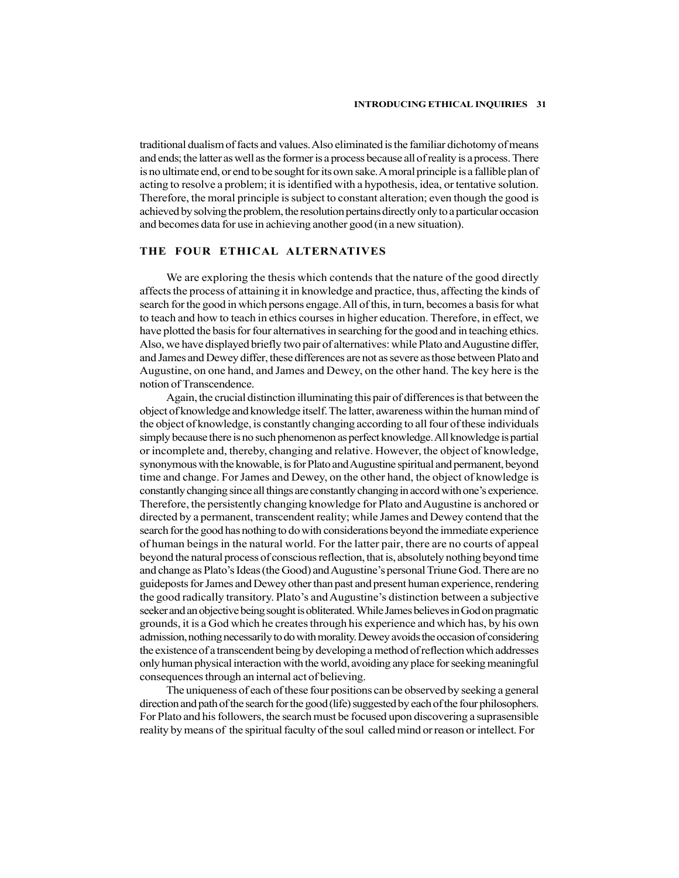traditional dualism of facts and values. Also eliminated is the familiar dichotomy of means and ends; the latter as well as the former is a process because all of reality is a process. There is no ultimate end, or end to be sought for its own sake. A moral principle is a fallible plan of acting to resolve a problem; it is identified with a hypothesis, idea, or tentative solution. Therefore, the moral principle is subject to constant alteration; even though the good is achieved by solving the problem, the resolution pertains directly only to a particular occasion and becomes data for use in achieving another good (in a new situation).

## THE FOUR ETHICAL ALTERNATIVES

We are exploring the thesis which contends that the nature of the good directly affects the process of attaining it in knowledge and practice, thus, affecting the kinds of search for the good in which persons engage. All of this, in turn, becomes a basis for what to teach and how to teach in ethics courses in higher education. Therefore, in effect, we have plotted the basis for four alternatives in searching for the good and in teaching ethics. Also, we have displayed briefly two pair of alternatives: while Plato and Augustine differ, and James and Dewey differ, these differences are not as severe as those between Plato and Augustine, on one hand, and James and Dewey, on the other hand. The key here is the notion of Transcendence.

Again, the crucial distinction illuminating this pair of differences is that between the object of knowledge and knowledge itself. The latter, awareness within the human mind of the object of knowledge, is constantly changing according to all four of these individuals simply because there is no such phenomenon as perfect knowledge. All knowledge is partial or incomplete and, thereby, changing and relative. However, the object of knowledge, synonymous with the knowable, is for Plato and Augustine spiritual and permanent, beyond time and change. For James and Dewey, on the other hand, the object of knowledge is constantly changing since all things are constantly changing in accord with one's experience. Therefore, the persistently changing knowledge for Plato and Augustine is anchored or directed by a permanent, transcendent reality; while James and Dewey contend that the search for the good has nothing to do with considerations beyond the immediate experience of human beings in the natural world. For the latter pair, there are no courts of appeal beyond the natural process of conscious reflection, that is, absolutely nothing beyond time and change as Plato's Ideas (the Good) and Augustine's personal Triune God. There are no guideposts for James and Dewey other than past and present human experience, rendering the good radically transitory. Plato's and Augustine's distinction between a subjective seeker and an objective being sought is obliterated. While James believes in God on pragmatic grounds, it is a God which he creates through his experience and which has, by his own admission, nothing necessarily to do with morality. Dewey avoids the occasion of considering the existence of a transcendent being by developing a method of reflection which addresses only human physical interaction with the world, avoiding any place for seeking meaningful consequences through an internal act of believing.

The uniqueness of each of these four positions can be observed by seeking a general direction and path of the search for the good (life) suggested by each of the four philosophers. For Plato and his followers, the search must be focused upon discovering a suprasensible reality by means of the spiritual faculty of the soul called mind or reason or intellect. For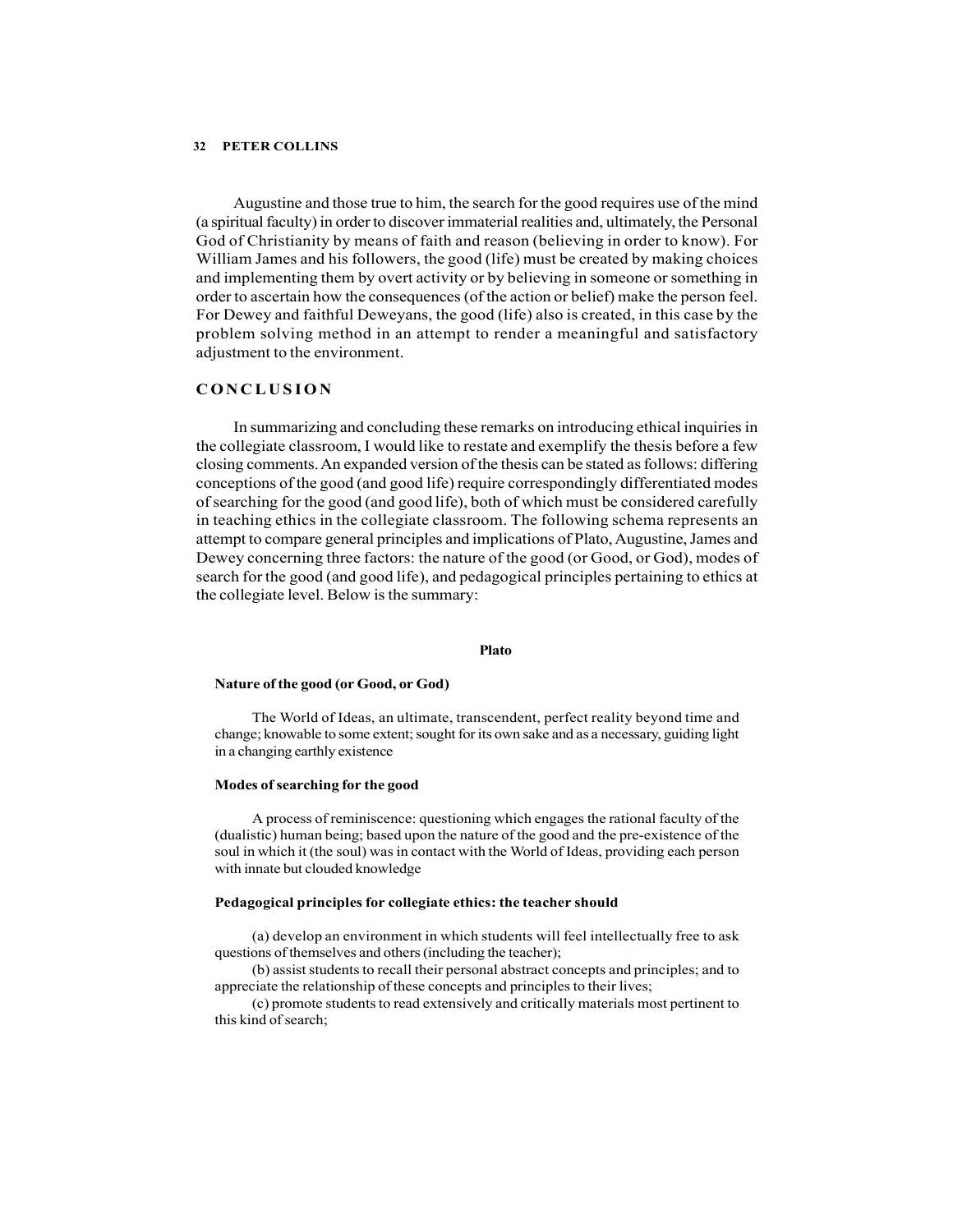Augustine and those true to him, the search for the good requires use of the mind (a spiritual faculty) in order to discover immaterial realities and, ultimately, the Personal God of Christianity by means of faith and reason (believing in order to know). For William James and his followers, the good (life) must be created by making choices and implementing them by overt activity or by believing in someone or something in order to ascertain how the consequences (of the action or belief) make the person feel. For Dewey and faithful Deweyans, the good (life) also is created, in this case by the problem solving method in an attempt to render a meaningful and satisfactory adjustment to the environment.

## CONCLUSION

In summarizing and concluding these remarks on introducing ethical inquiries in the collegiate classroom, I would like to restate and exemplify the thesis before a few closing comments. An expanded version of the thesis can be stated as follows: differing conceptions of the good (and good life) require correspondingly differentiated modes of searching for the good (and good life), both of which must be considered carefully in teaching ethics in the collegiate classroom. The following schema represents an attempt to compare general principles and implications of Plato, Augustine, James and Dewey concerning three factors: the nature of the good (or Good, or God), modes of search for the good (and good life), and pedagogical principles pertaining to ethics at the collegiate level. Below is the summary:

### Plato

**Nature of the good (or Good, or God)**

The World of Ideas, an ultimate, transcendent, perfect reality beyond time and change; knowable to some extent; sought for its own sake and as a necessary, guiding light in a changing earthly existence

**Modes of searching for the good**

A process of reminiscence: questioning which engages the rational faculty of the (dualistic) human being; based upon the nature of the good and the pre-existence of the soul in which it (the soul) was in contact with the World of Ideas, providing each person with innate but clouded knowledge

**Pedagogical principles for collegiate ethics: the teacher should**

(a) develop an environment in which students will feel intellectually free to ask questions of themselves and others (including the teacher);

(b) assist students to recall their personal abstract concepts and principles; and to appreciate the relationship of these concepts and principles to their lives;

(c) promote students to read extensively and critically materials most pertinent to this kind of search;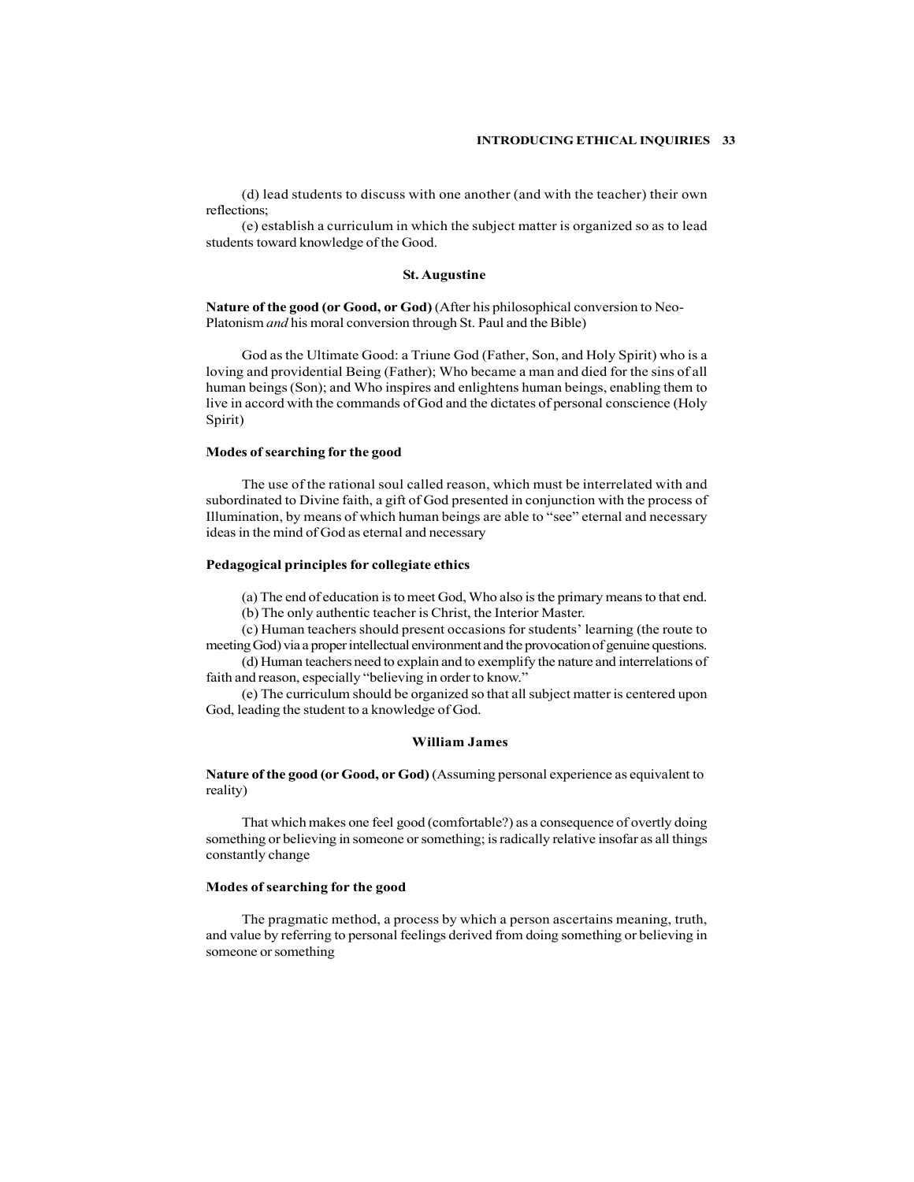(d) lead students to discuss with one another (and with the teacher) their own reflections;

(e) establish a curriculum in which the subject matter is organized so as to lead students toward knowledge of the Good.

### St. Augustine

**Nature of the good (or Good, or God)** (After his philosophical conversion to Neo-Platonism *and* his moral conversion through St. Paul and the Bible)

God as the Ultimate Good: a Triune God (Father, Son, and Holy Spirit) who is a loving and providential Being (Father); Who became a man and died for the sins of all human beings (Son); and Who inspires and enlightens human beings, enabling them to live in accord with the commands of God and the dictates of personal conscience (Holy Spirit)

**Modes of searching for the good**

The use of the rational soul called reason, which must be interrelated with and subordinated to Divine faith, a gift of God presented in conjunction with the process of Illumination, by means of which human beings are able to "see" eternal and necessary ideas in the mind of God as eternal and necessary

**Pedagogical principles for collegiate ethics**

(a) The end of education is to meet God, Who also is the primary means to that end.

(b) The only authentic teacher is Christ, the Interior Master.

(c) Human teachers should present occasions for students' learning (the route to meeting God) via a proper intellectual environment and the provocation of genuine questions.

(d) Human teachers need to explain and to exemplify the nature and interrelations of faith and reason, especially "believing in order to know."

(e) The curriculum should be organized so that all subject matter is centered upon God, leading the student to a knowledge of God.

### William James

**Nature of the good (or Good, or God)** (Assuming personal experience as equivalent to reality)

That which makes one feel good (comfortable?) as a consequence of overtly doing something or believing in someone or something; is radically relative insofar as all things constantly change

**Modes of searching for the good**

The pragmatic method, a process by which a person ascertains meaning, truth, and value by referring to personal feelings derived from doing something or believing in someone or something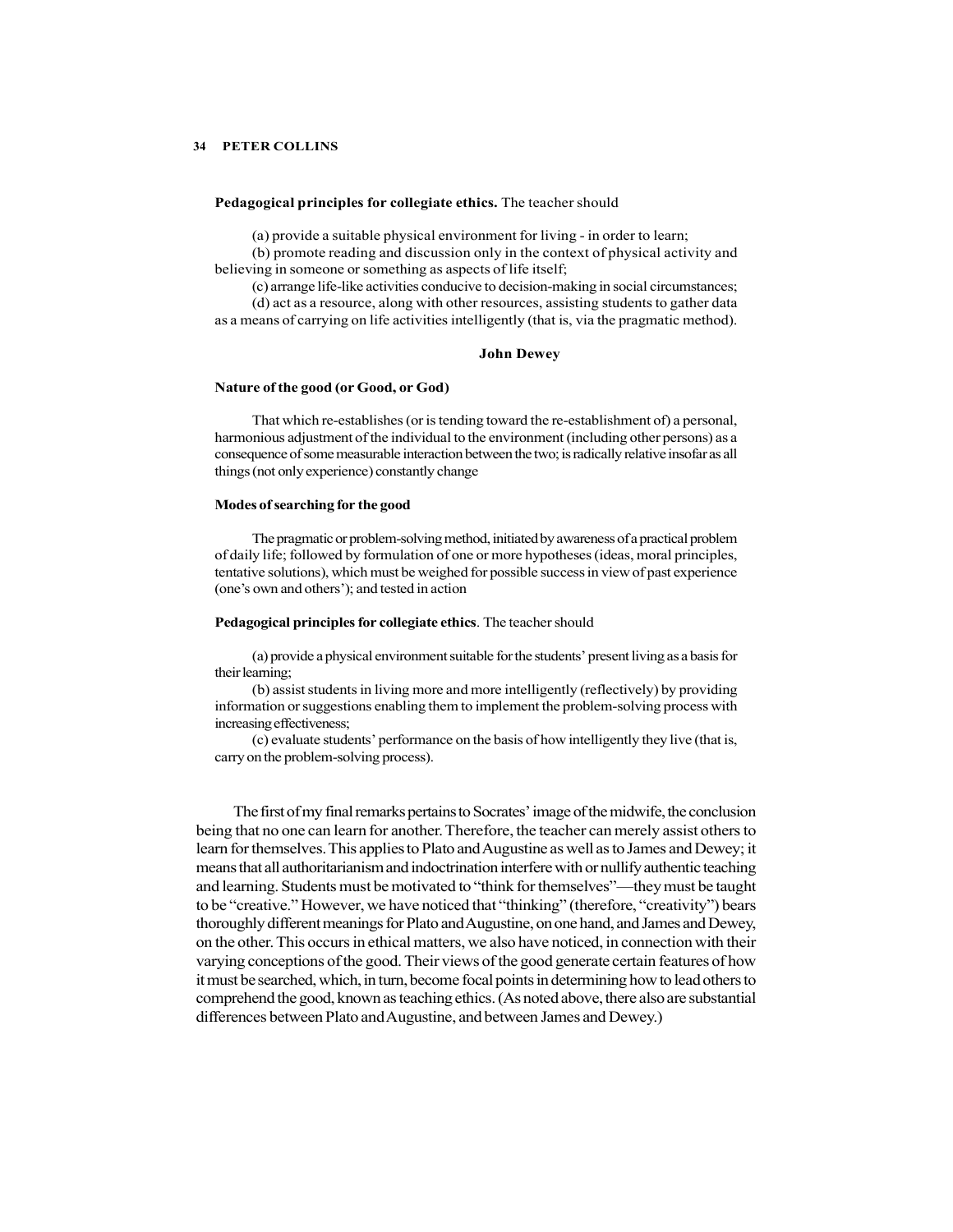**Pedagogical principles for collegiate ethics.** The teacher should

(a) provide a suitable physical environment for living - in order to learn;

(b) promote reading and discussion only in the context of physical activity and believing in someone or something as aspects of life itself;

(c) arrange life-like activities conducive to decision-making in social circumstances;

(d) act as a resource, along with other resources, assisting students to gather data as a means of carrying on life activities intelligently (that is, via the pragmatic method).

### John Dewey

**Nature of the good (or Good, or God)**

That which re-establishes (or is tending toward the re-establishment of) a personal, harmonious adjustment of the individual to the environment (including other persons) as a consequence of some measurable interaction between the two; is radically relative insofar as all things (not only experience) constantly change

**Modes of searching for the good**

The pragmatic or problem-solving method, initiated by awareness of a practical problem of daily life; followed by formulation of one or more hypotheses (ideas, moral principles, tentative solutions), which must be weighed for possible success in view of past experience (one's own and others'); and tested in action

**Pedagogical principles for collegiate ethics**. The teacher should

(a) provide a physical environment suitable for the students' present living as a basis for their learning;

(b) assist students in living more and more intelligently (reflectively) by providing information or suggestions enabling them to implement the problem-solving process with increasing effectiveness;

(c) evaluate students' performance on the basis of how intelligently they live (that is, carry on the problem-solving process).

The first of my final remarks pertains to Socrates' image of the midwife, the conclusion being that no one can learn for another. Therefore, the teacher can merely assist others to learn for themselves. This applies to Plato and Augustine as well as to James and Dewey; it means that all authoritarianism and indoctrination interfere with or nullify authentic teaching and learning. Students must be motivated to "think for themselves"—they must be taught to be "creative." However, we have noticed that "thinking" (therefore, "creativity") bears thoroughly different meanings for Plato and Augustine, on one hand, and James and Dewey, on the other. This occurs in ethical matters, we also have noticed, in connection with their varying conceptions of the good. Their views of the good generate certain features of how it must be searched, which, in turn, become focal points in determining how to lead others to comprehend the good, known as teaching ethics. (As noted above, there also are substantial differences between Plato and Augustine, and between James and Dewey.)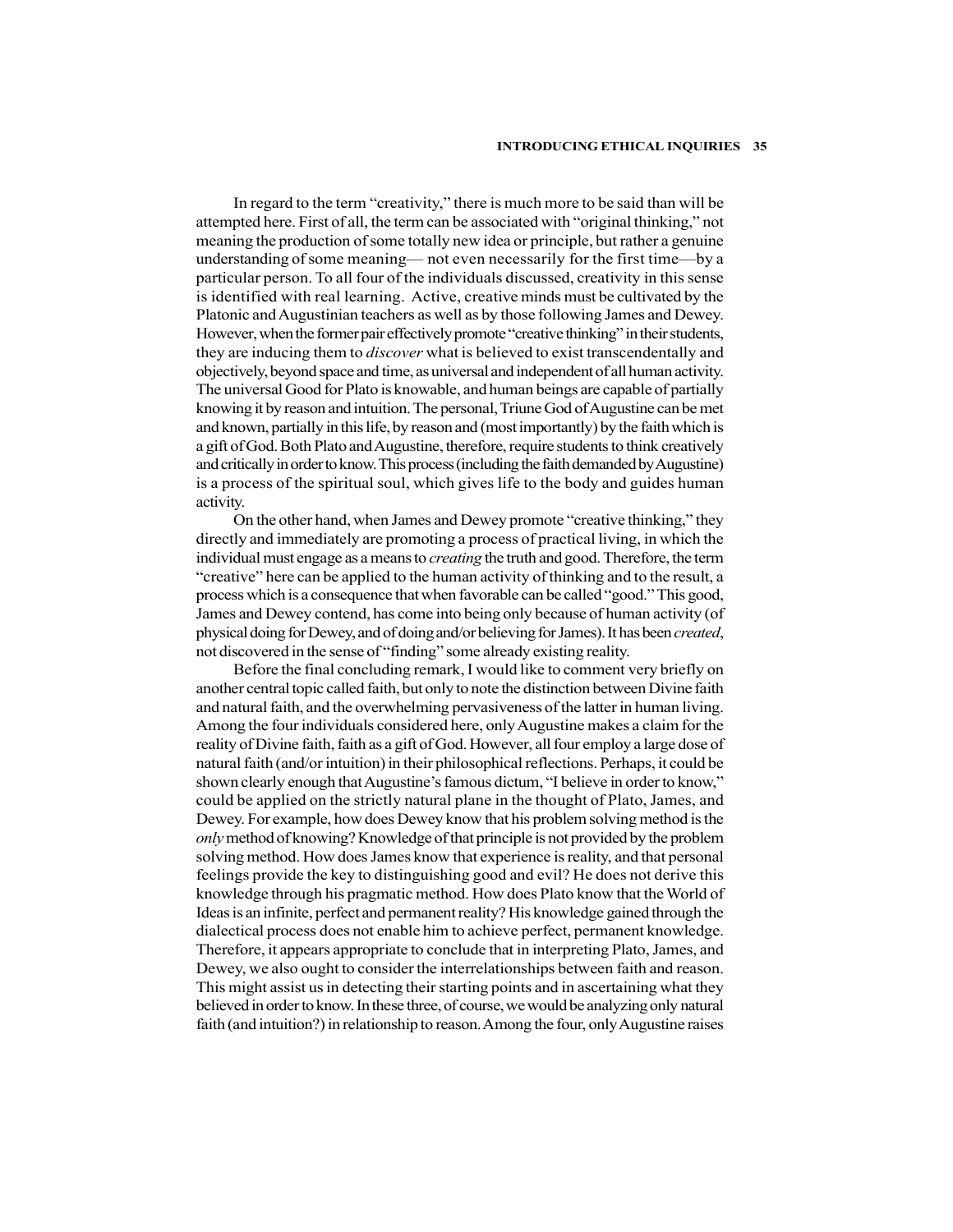In regard to the term "creativity," there is much more to be said than will be attempted here. First of all, the term can be associated with "original thinking," not meaning the production of some totally new idea or principle, but rather a genuine understanding of some meaning— not even necessarily for the first time—by a particular person. To all four of the individuals discussed, creativity in this sense is identified with real learning. Active, creative minds must be cultivated by the Platonic and Augustinian teachers as well as by those following James and Dewey. However, when the former pair effectively promote "creative thinking" in their students, they are inducing them to *discover* what is believed to exist transcendentally and objectively, beyond space and time, as universal and independent of all human activity. The universal Good for Plato is knowable, and human beings are capable of partially knowing it by reason and intuition. The personal, Triune God of Augustine can be met and known, partially in this life, by reason and (most importantly) by the faith which is a gift of God. Both Plato and Augustine, therefore, require students to think creatively and critically in order to know. This process (including the faith demanded by Augustine) is a process of the spiritual soul, which gives life to the body and guides human activity.

On the other hand, when James and Dewey promote "creative thinking," they directly and immediately are promoting a process of practical living, in which the individual must engage as a means to *creating* the truth and good. Therefore, the term "creative" here can be applied to the human activity of thinking and to the result, a process which is a consequence that when favorable can be called "good." This good, James and Dewey contend, has come into being only because of human activity (of physical doing for Dewey, and of doing and/or believing for James). It has been *created*, not discovered in the sense of "finding" some already existing reality.

Before the final concluding remark, I would like to comment very briefly on another central topic called faith, but only to note the distinction between Divine faith and natural faith, and the overwhelming pervasiveness of the latter in human living. Among the four individuals considered here, only Augustine makes a claim for the reality of Divine faith, faith as a gift of God. However, all four employ a large dose of natural faith (and/or intuition) in their philosophical reflections. Perhaps, it could be shown clearly enough that Augustine's famous dictum, "I believe in order to know," could be applied on the strictly natural plane in the thought of Plato, James, and Dewey. For example, how does Dewey know that his problem solving method is the *only* method of knowing? Knowledge of that principle is not provided by the problem solving method. How does James know that experience is reality, and that personal feelings provide the key to distinguishing good and evil? He does not derive this knowledge through his pragmatic method. How does Plato know that the World of Ideas is an infinite, perfect and permanent reality? His knowledge gained through the dialectical process does not enable him to achieve perfect, permanent knowledge. Therefore, it appears appropriate to conclude that in interpreting Plato, James, and Dewey, we also ought to consider the interrelationships between faith and reason. This might assist us in detecting their starting points and in ascertaining what they believed in order to know. In these three, of course, we would be analyzing only natural faith (and intuition?) in relationship to reason. Among the four, only Augustine raises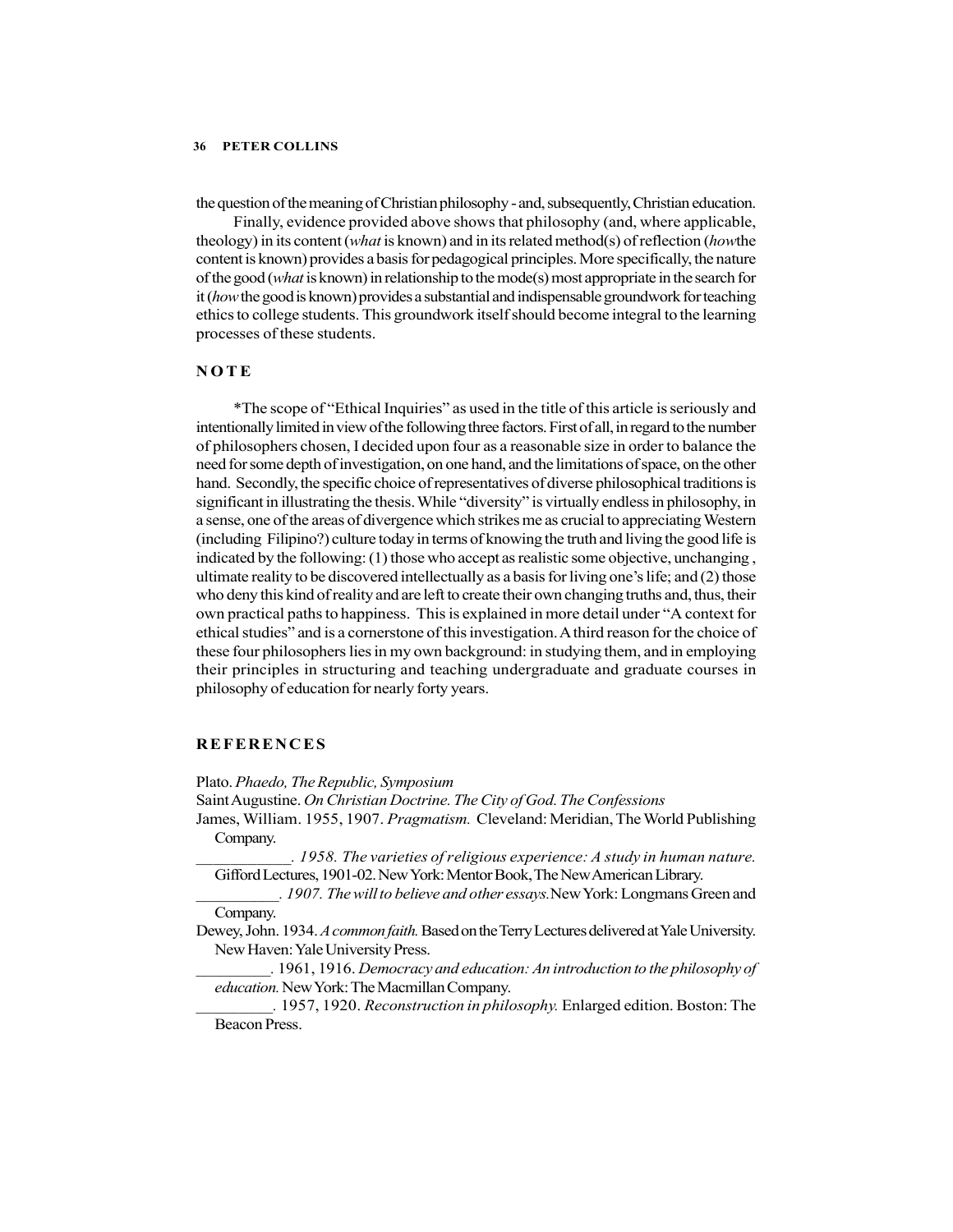the question of the meaning of Christian philosophy - and, subsequently, Christian education.

Finally, evidence provided above shows that philosophy (and, where applicable, theology) in its content (*what* is known) and in its related method(s) of reflection (*how* the content is known) provides a basis for pedagogical principles. More specifically, the nature of the good (*what* is known) in relationship to the mode(s) most appropriate in the search for it (*how* the good is known) provides a substantial and indispensable groundwork for teaching ethics to college students. This groundwork itself should become integral to the learning processes of these students.

## NOTE

*The scope of "Ethical Inquiries" as used in the title of this article is seriously and intentionally limited in view of the following three factors. First of all, in regard to the number of philosophers chosen, I decided upon four as a reasonable size in order to balance the need for some depth of investigation, on one hand, and the limitations of space, on the other hand. Secondly, the specific choice of representatives of diverse philosophical traditions is significant in illustrating the thesis. While "diversity" is virtually endless in philosophy, in a sense, one of the areas of divergence which strikes me as crucial to appreciating Western (including Filipino?) culture today in terms of knowing the truth and living the good life is indicated by the following: (1) those who accept as realistic some objective, unchanging, ultimate reality to be discovered intellectually as a basis for living one's life; and (2) those who deny this kind of reality and are left to create their own changing truths and, thus, their own practical paths to happiness. This is explained in more detail under "A context for ethical studies" and is a cornerstone of this investigation. A third reason for the choice of these four philosophers lies in my own background: in studying them, and in employing their principles in structuring and teaching undergraduate and graduate courses in philosophy of education for nearly forty years.

## REFERENCES

Plato. *Phaedo, The Republic, Symposium*

Saint Augustine. *On Christian Doctrine. The City of God. The Confessions*

James, William. 1955, 1907. *Pragmatism.* Cleveland: Meridian, The World Publishing Company.

___________. *1958. The varieties of religious experience: A study in human nature.* Gifford Lectures, 1901-02. New York: Mentor Book, The New American Library.

__________. *1907. The will to believe and other essays.* New York: Longmans Green and Company.

Dewey, John. 1934. *A common faith.* Based on the Terry Lectures delivered at Yale University. New Haven: Yale University Press.

_________. 1961, 1916. *Democracy and education: An introduction to the philosophy of education.* New York: The Macmillan Company.

_________. 1957, 1920. *Reconstruction in philosophy.* Enlarged edition. Boston: The Beacon Press.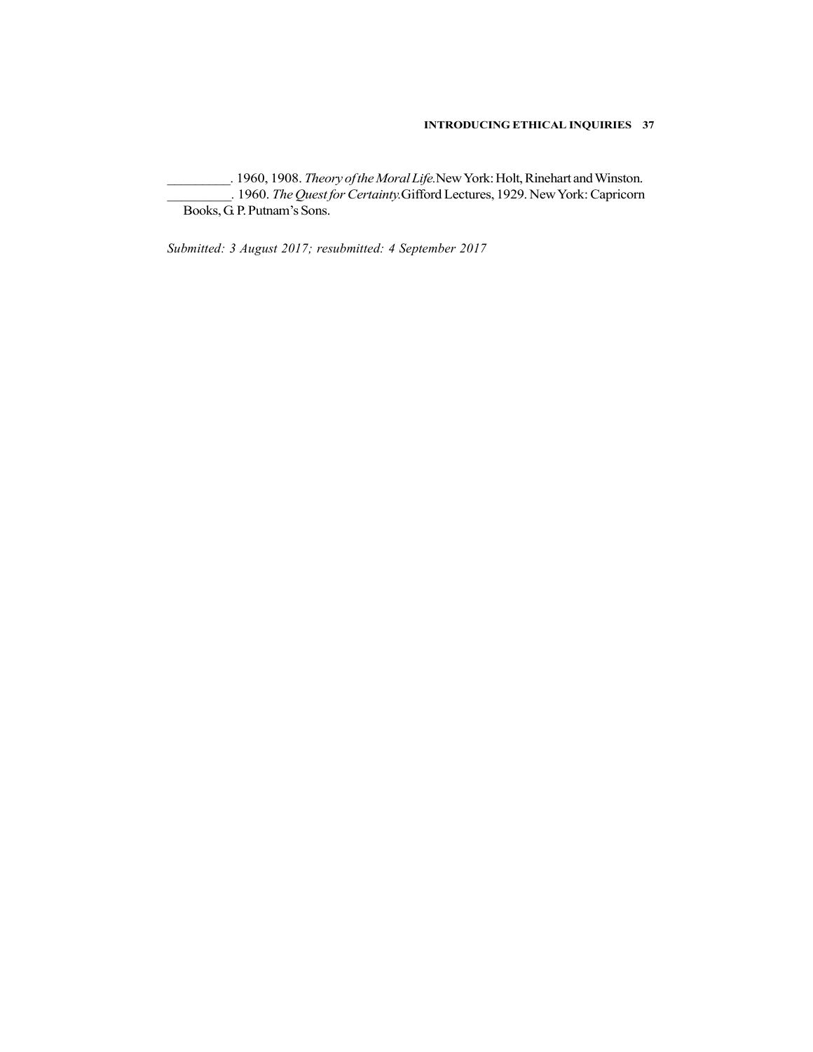_________. 1960, 1908. *Theory of the Moral Life.* New York: Holt, Rinehart and Winston.

_________. 1960. *The Quest for Certainty.* Gifford Lectures, 1929. New York: Capricorn Books, G. P. Putnam's Sons.

*Submitted: 3 August 2017; resubmitted: 4 September 2017*